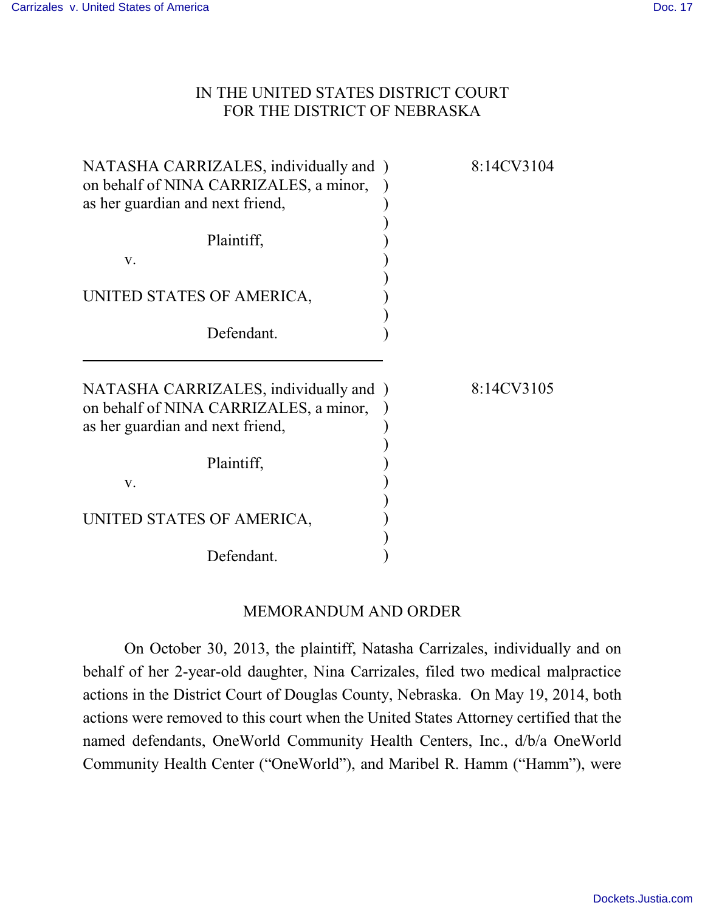IN THE UNITED STATES DISTRICT COURT
FOR THE DISTRICT OF NEBRASKA

| | |
|---|---|
| NATASHA CARRIZALES, individually and on behalf of NINA CARRIZALES, a minor, as her guardian and next friend,<br><br>Plaintiff,<br><br>v.<br><br>UNITED STATES OF AMERICA,<br><br>Defendant. | 8:14CV3104 |
| NATASHA CARRIZALES, individually and on behalf of NINA CARRIZALES, a minor, as her guardian and next friend,<br><br>Plaintiff,<br><br>v.<br><br>UNITED STATES OF AMERICA,<br><br>Defendant. | 8:14CV3105 |

MEMORANDUM AND ORDER

On October 30, 2013, the plaintiff, Natasha Carrizales, individually and on behalf of her 2-year-old daughter, Nina Carrizales, filed two medical malpractice actions in the District Court of Douglas County, Nebraska. On May 19, 2014, both actions were removed to this court when the United States Attorney certified that the named defendants, OneWorld Community Health Centers, Inc., d/b/a OneWorld Community Health Center ("OneWorld"), and Maribel R. Hamm ("Hamm"), were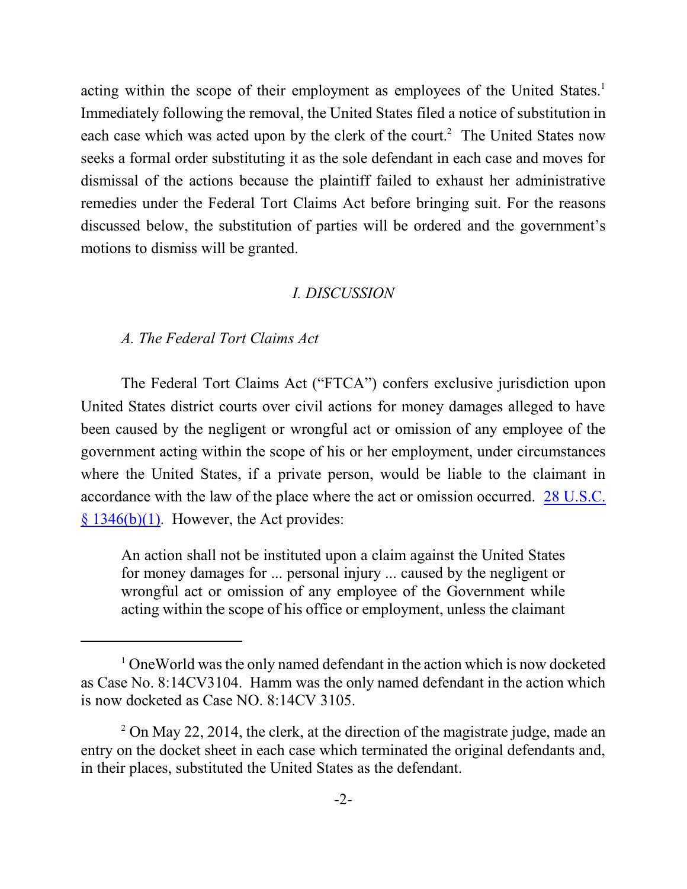acting within the scope of their employment as employees of the United States.[1] Immediately following the removal, the United States filed a notice of substitution in each case which was acted upon by the clerk of the court.[2] The United States now seeks a formal order substituting it as the sole defendant in each case and moves for dismissal of the actions because the plaintiff failed to exhaust her administrative remedies under the Federal Tort Claims Act before bringing suit. For the reasons discussed below, the substitution of parties will be ordered and the government's motions to dismiss will be granted.

## *I. DISCUSSION*

### *A. The Federal Tort Claims Act*

The Federal Tort Claims Act ("FTCA") confers exclusive jurisdiction upon United States district courts over civil actions for money damages alleged to have been caused by the negligent or wrongful act or omission of any employee of the government acting within the scope of his or her employment, under circumstances where the United States, if a private person, would be liable to the claimant in accordance with the law of the place where the act or omission occurred. 28 U.S.C. § 1346(b)(1). However, the Act provides:

> An action shall not be instituted upon a claim against the United States for money damages for ... personal injury ... caused by the negligent or wrongful act or omission of any employee of the Government while acting within the scope of his office or employment, unless the claimant

---

[1] OneWorld was the only named defendant in the action which is now docketed as Case No. 8:14CV3104. Hamm was the only named defendant in the action which is now docketed as Case NO. 8:14CV 3105.

[2] On May 22, 2014, the clerk, at the direction of the magistrate judge, made an entry on the docket sheet in each case which terminated the original defendants and, in their places, substituted the United States as the defendant.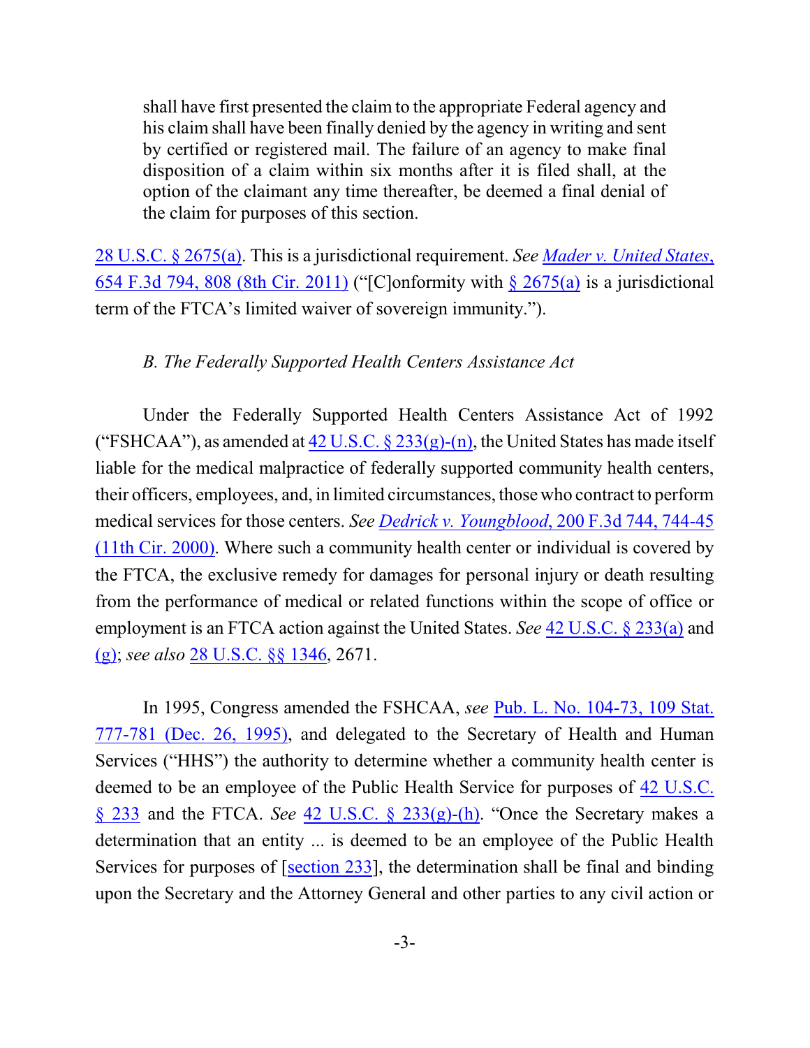> shall have first presented the claim to the appropriate Federal agency and his claim shall have been finally denied by the agency in writing and sent by certified or registered mail. The failure of an agency to make final disposition of a claim within six months after it is filed shall, at the option of the claimant any time thereafter, be deemed a final denial of the claim for purposes of this section.

28 U.S.C. § 2675(a). This is a jurisdictional requirement. *See Mader v. United States*, 654 F.3d 794, 808 (8th Cir. 2011) ("[C]onformity with § 2675(a) is a jurisdictional term of the FTCA's limited waiver of sovereign immunity.").

*B. The Federally Supported Health Centers Assistance Act*

Under the Federally Supported Health Centers Assistance Act of 1992 ("FSHCAA"), as amended at 42 U.S.C. § 233(g)-(n), the United States has made itself liable for the medical malpractice of federally supported community health centers, their officers, employees, and, in limited circumstances, those who contract to perform medical services for those centers. *See Dedrick v. Youngblood*, 200 F.3d 744, 744-45 (11th Cir. 2000). Where such a community health center or individual is covered by the FTCA, the exclusive remedy for damages for personal injury or death resulting from the performance of medical or related functions within the scope of office or employment is an FTCA action against the United States. *See* 42 U.S.C. § 233(a) and (g); *see also* 28 U.S.C. §§ 1346, 2671.

In 1995, Congress amended the FSHCAA, *see* Pub. L. No. 104-73, 109 Stat. 777-781 (Dec. 26, 1995), and delegated to the Secretary of Health and Human Services ("HHS") the authority to determine whether a community health center is deemed to be an employee of the Public Health Service for purposes of 42 U.S.C. § 233 and the FTCA. *See* 42 U.S.C. § 233(g)-(h). "Once the Secretary makes a determination that an entity ... is deemed to be an employee of the Public Health Services for purposes of [section 233], the determination shall be final and binding upon the Secretary and the Attorney General and other parties to any civil action or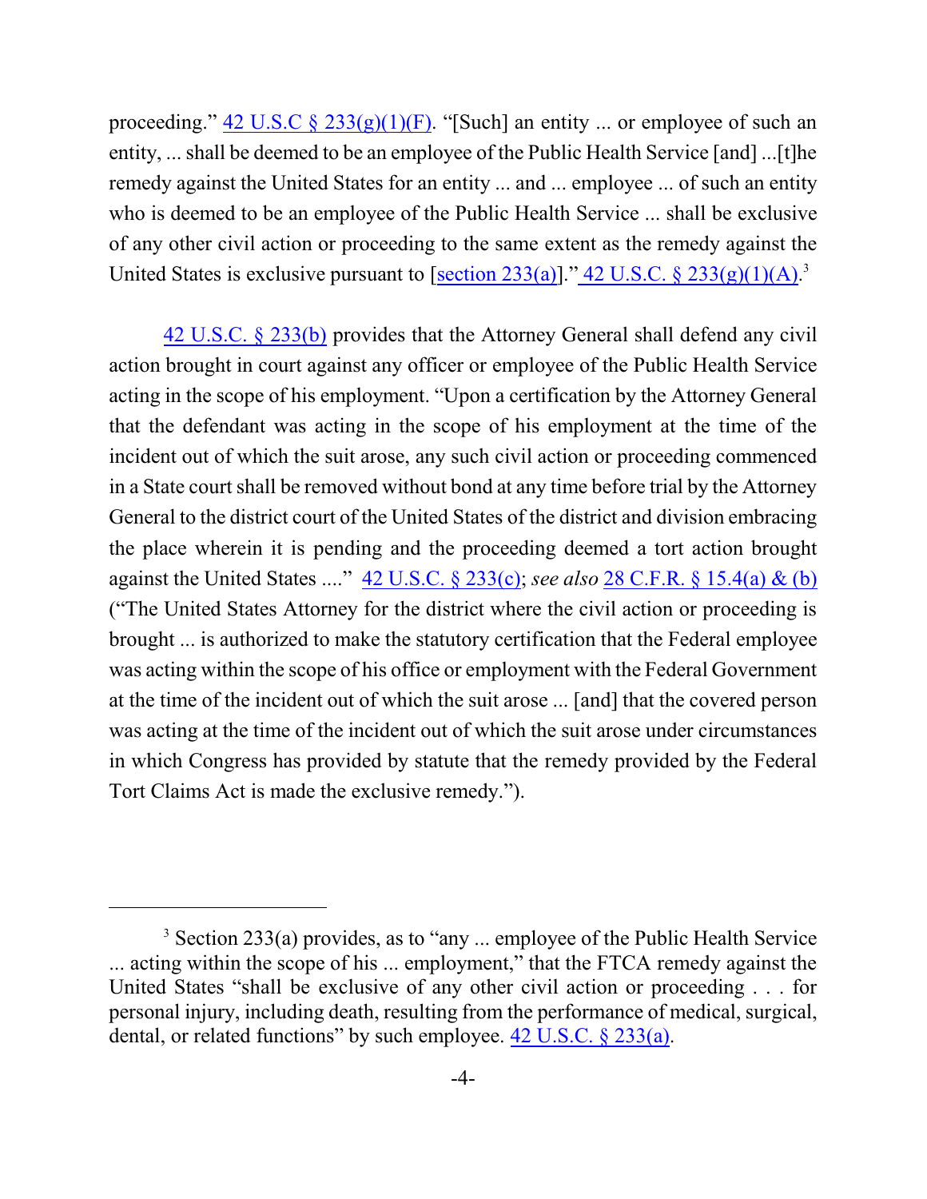proceeding." 42 U.S.C § 233(g)(1)(F). "[Such] an entity ... or employee of such an entity, ... shall be deemed to be an employee of the Public Health Service [and] ...[t]he remedy against the United States for an entity ... and ... employee ... of such an entity who is deemed to be an employee of the Public Health Service ... shall be exclusive of any other civil action or proceeding to the same extent as the remedy against the United States is exclusive pursuant to [section 233(a)]." 42 U.S.C. § 233(g)(1)(A).[3]

42 U.S.C. § 233(b) provides that the Attorney General shall defend any civil action brought in court against any officer or employee of the Public Health Service acting in the scope of his employment. "Upon a certification by the Attorney General that the defendant was acting in the scope of his employment at the time of the incident out of which the suit arose, any such civil action or proceeding commenced in a State court shall be removed without bond at any time before trial by the Attorney General to the district court of the United States of the district and division embracing the place wherein it is pending and the proceeding deemed a tort action brought against the United States ...." 42 U.S.C. § 233(c); *see also* 28 C.F.R. § 15.4(a) & (b) ("The United States Attorney for the district where the civil action or proceeding is brought ... is authorized to make the statutory certification that the Federal employee was acting within the scope of his office or employment with the Federal Government at the time of the incident out of which the suit arose ... [and] that the covered person was acting at the time of the incident out of which the suit arose under circumstances in which Congress has provided by statute that the remedy provided by the Federal Tort Claims Act is made the exclusive remedy.").

---

[3] Section 233(a) provides, as to "any ... employee of the Public Health Service ... acting within the scope of his ... employment," that the FTCA remedy against the United States "shall be exclusive of any other civil action or proceeding . . . for personal injury, including death, resulting from the performance of medical, surgical, dental, or related functions" by such employee. 42 U.S.C. § 233(a).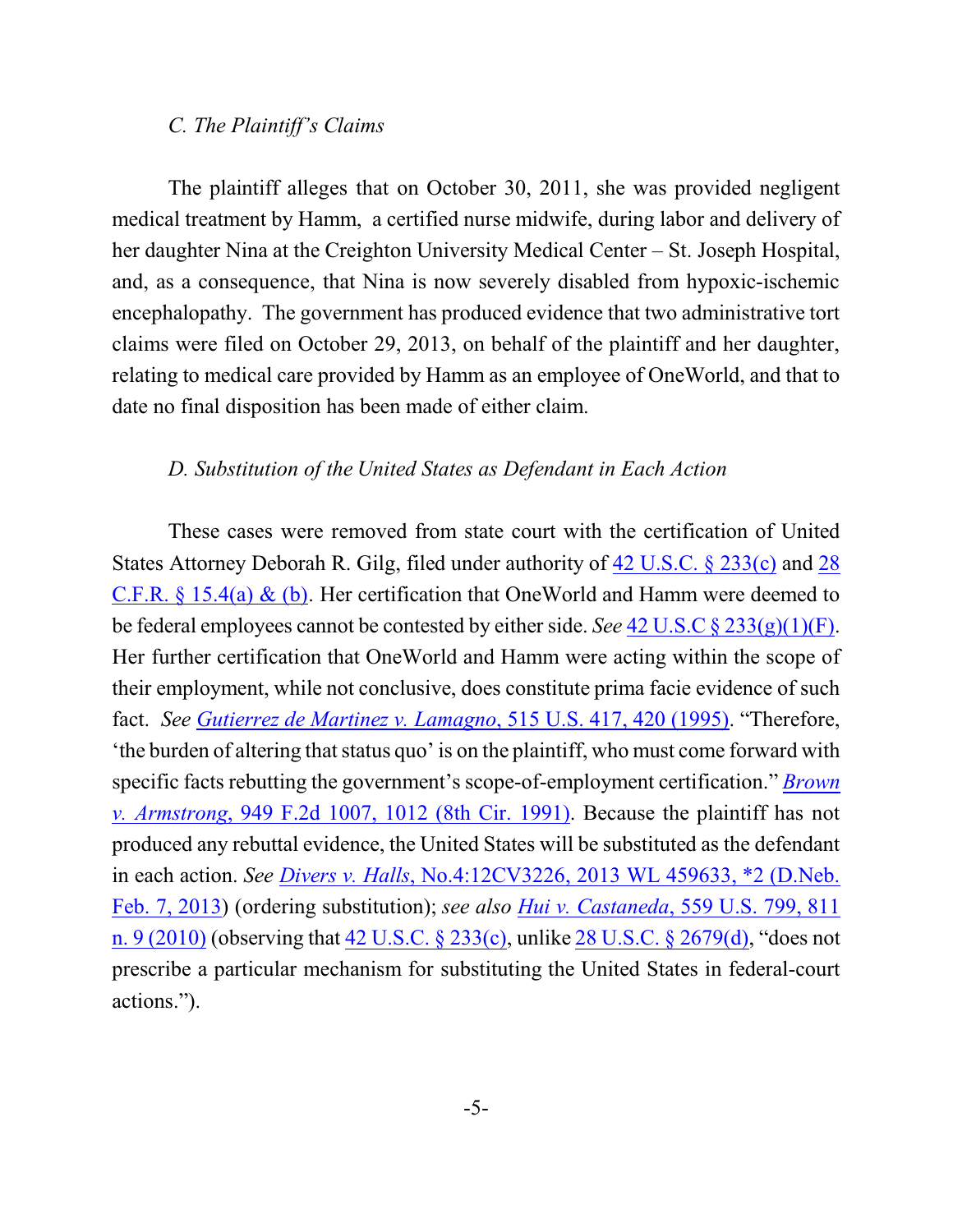*C. The Plaintiff's Claims*

The plaintiff alleges that on October 30, 2011, she was provided negligent medical treatment by Hamm, a certified nurse midwife, during labor and delivery of her daughter Nina at the Creighton University Medical Center – St. Joseph Hospital, and, as a consequence, that Nina is now severely disabled from hypoxic-ischemic encephalopathy. The government has produced evidence that two administrative tort claims were filed on October 29, 2013, on behalf of the plaintiff and her daughter, relating to medical care provided by Hamm as an employee of OneWorld, and that to date no final disposition has been made of either claim.

*D. Substitution of the United States as Defendant in Each Action*

These cases were removed from state court with the certification of United States Attorney Deborah R. Gilg, filed under authority of 42 U.S.C. § 233(c) and 28 C.F.R. § 15.4(a) & (b). Her certification that OneWorld and Hamm were deemed to be federal employees cannot be contested by either side. *See* 42 U.S.C § 233(g)(1)(F). Her further certification that OneWorld and Hamm were acting within the scope of their employment, while not conclusive, does constitute prima facie evidence of such fact. *See* *Gutierrez de Martinez v. Lamagno*, 515 U.S. 417, 420 (1995). "Therefore, 'the burden of altering that status quo' is on the plaintiff, who must come forward with specific facts rebutting the government's scope-of-employment certification." *Brown v. Armstrong*, 949 F.2d 1007, 1012 (8th Cir. 1991). Because the plaintiff has not produced any rebuttal evidence, the United States will be substituted as the defendant in each action. *See* *Divers v. Halls*, No.4:12CV3226, 2013 WL 459633, *2 (D.Neb. Feb. 7, 2013) (ordering substitution); *see also* *Hui v. Castaneda*, 559 U.S. 799, 811 n. 9 (2010) (observing that 42 U.S.C. § 233(c), unlike 28 U.S.C. § 2679(d), "does not prescribe a particular mechanism for substituting the United States in federal-court actions.").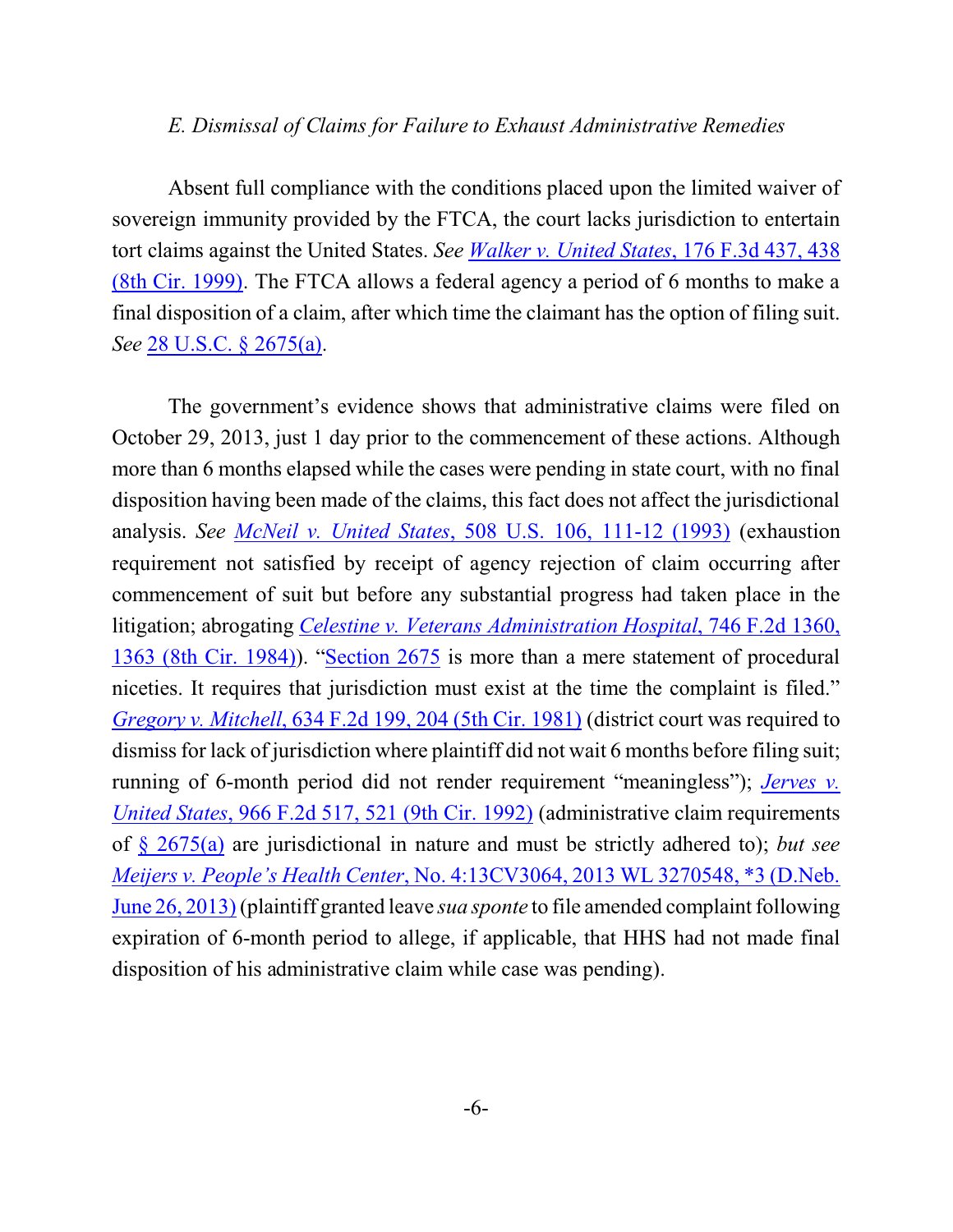*E. Dismissal of Claims for Failure to Exhaust Administrative Remedies*

Absent full compliance with the conditions placed upon the limited waiver of sovereign immunity provided by the FTCA, the court lacks jurisdiction to entertain tort claims against the United States. *See* *Walker v. United States*, 176 F.3d 437, 438 (8th Cir. 1999). The FTCA allows a federal agency a period of 6 months to make a final disposition of a claim, after which time the claimant has the option of filing suit. *See* 28 U.S.C. § 2675(a).

The government's evidence shows that administrative claims were filed on October 29, 2013, just 1 day prior to the commencement of these actions. Although more than 6 months elapsed while the cases were pending in state court, with no final disposition having been made of the claims, this fact does not affect the jurisdictional analysis. *See* *McNeil v. United States*, 508 U.S. 106, 111-12 (1993) (exhaustion requirement not satisfied by receipt of agency rejection of claim occurring after commencement of suit but before any substantial progress had taken place in the litigation; abrogating *Celestine v. Veterans Administration Hospital*, 746 F.2d 1360, 1363 (8th Cir. 1984)). "Section 2675 is more than a mere statement of procedural niceties. It requires that jurisdiction must exist at the time the complaint is filed." *Gregory v. Mitchell*, 634 F.2d 199, 204 (5th Cir. 1981) (district court was required to dismiss for lack of jurisdiction where plaintiff did not wait 6 months before filing suit; running of 6-month period did not render requirement "meaningless"); *Jerves v. United States*, 966 F.2d 517, 521 (9th Cir. 1992) (administrative claim requirements of § 2675(a) are jurisdictional in nature and must be strictly adhered to); *but see* *Meijers v. People's Health Center*, No. 4:13CV3064, 2013 WL 3270548, \*3 (D.Neb. June 26, 2013) (plaintiff granted leave *sua sponte* to file amended complaint following expiration of 6-month period to allege, if applicable, that HHS had not made final disposition of his administrative claim while case was pending).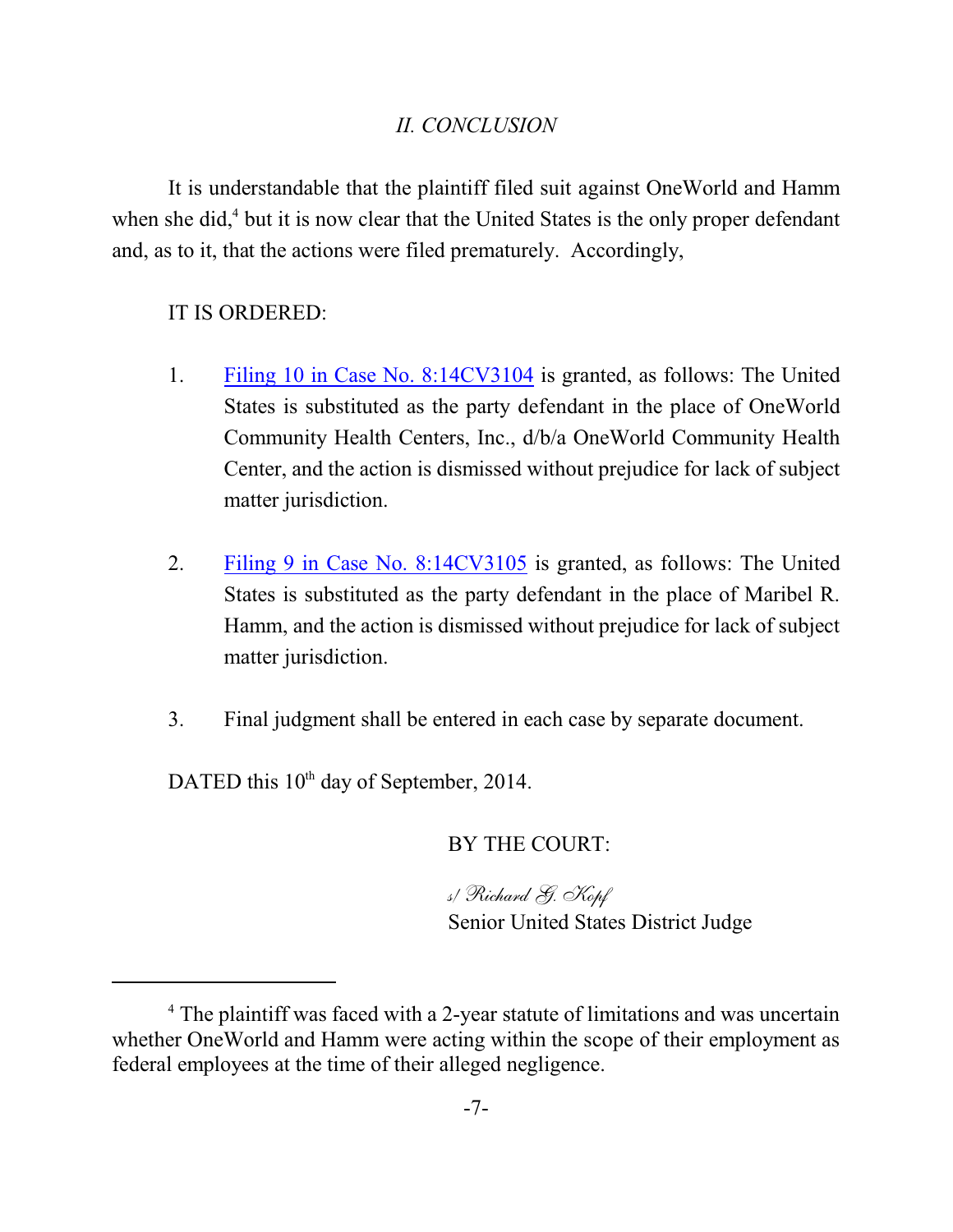## *II. CONCLUSION*

It is understandable that the plaintiff filed suit against OneWorld and Hamm when she did,[4] but it is now clear that the United States is the only proper defendant and, as to it, that the actions were filed prematurely. Accordingly,

IT IS ORDERED:

1. Filing 10 in Case No. 8:14CV3104 is granted, as follows: The United States is substituted as the party defendant in the place of OneWorld Community Health Centers, Inc., d/b/a OneWorld Community Health Center, and the action is dismissed without prejudice for lack of subject matter jurisdiction.

2. Filing 9 in Case No. 8:14CV3105 is granted, as follows: The United States is substituted as the party defendant in the place of Maribel R. Hamm, and the action is dismissed without prejudice for lack of subject matter jurisdiction.

3. Final judgment shall be entered in each case by separate document.

DATED this 10th day of September, 2014.

BY THE COURT:

s/ *Richard G. Kopf*
Senior United States District Judge

---

[4] The plaintiff was faced with a 2-year statute of limitations and was uncertain whether OneWorld and Hamm were acting within the scope of their employment as federal employees at the time of their alleged negligence.